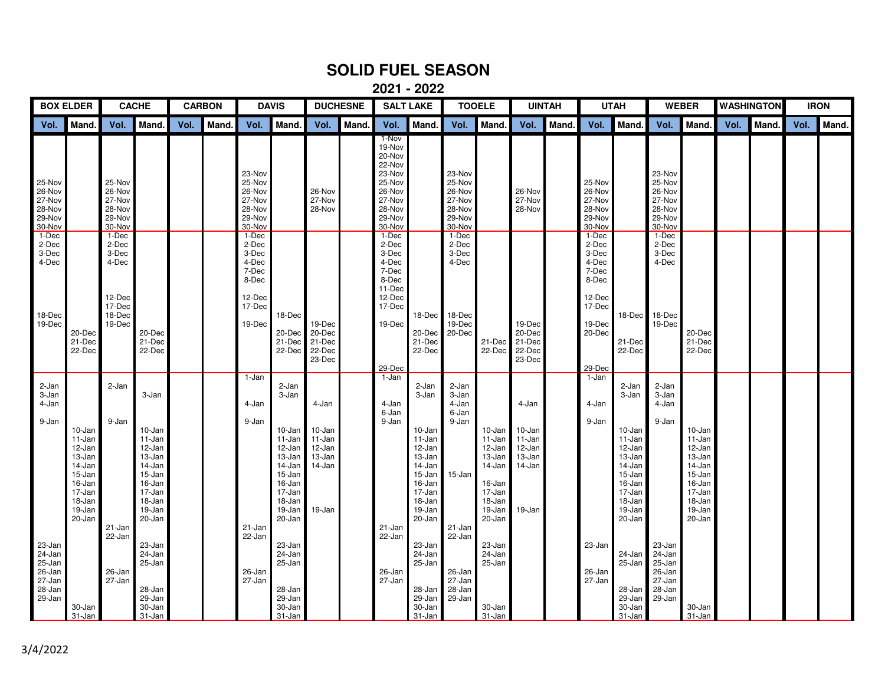# SOLID FUEL SEASON

## 2021 - 2022

| BOX ELDER | | CACHE | | CARBON | | DAVIS | | DUCHESNE | | SALT LAKE | | TOOELE | | UINTAH | | UTAH | | WEBER | | WASHINGTON | | IRON | |
|---|---|---|---|---|---|---|---|---|---|---|---|---|---|---|---|---|---|---|---|---|---|---|---|
| Vol. | Mand. | Vol. | Mand. | Vol. | Mand. | Vol. | Mand. | Vol. | Mand. | Vol. | Mand. | Vol. | Mand. | Vol. | Mand. | Vol. | Mand. | Vol. | Mand. | Vol. | Mand. | Vol. | Mand. |
| 25-Nov, 26-Nov, 27-Nov, 28-Nov, 29-Nov, 30-Nov | | 25-Nov, 26-Nov, 27-Nov, 28-Nov, 29-Nov, 30-Nov | | | | 23-Nov, 25-Nov, 26-Nov, 27-Nov, 28-Nov, 29-Nov, 30-Nov | | 26-Nov, 27-Nov, 28-Nov | | 1-Nov, 19-Nov, 20-Nov, 22-Nov, 23-Nov, 25-Nov, 26-Nov, 27-Nov, 28-Nov, 29-Nov, 30-Nov | | 23-Nov, 25-Nov, 26-Nov, 27-Nov, 28-Nov, 29-Nov, 30-Nov | | 26-Nov, 27-Nov, 28-Nov | | 25-Nov, 26-Nov, 27-Nov, 28-Nov, 29-Nov, 30-Nov | | 23-Nov, 25-Nov, 26-Nov, 27-Nov, 28-Nov, 29-Nov, 30-Nov | | | | | |
| 1-Dec, 2-Dec, 3-Dec, 4-Dec, 18-Dec, 19-Dec | 20-Dec, 21-Dec, 22-Dec | 1-Dec, 2-Dec, 3-Dec, 4-Dec, 12-Dec, 17-Dec, 18-Dec, 19-Dec | 20-Dec, 21-Dec, 22-Dec | | | 1-Dec, 2-Dec, 3-Dec, 4-Dec, 7-Dec, 8-Dec, 12-Dec, 17-Dec, 19-Dec | 18-Dec, 20-Dec, 21-Dec, 22-Dec | 19-Dec, 20-Dec, 21-Dec, 22-Dec, 23-Dec | | 1-Dec, 2-Dec, 3-Dec, 4-Dec, 7-Dec, 8-Dec, 11-Dec, 12-Dec, 17-Dec, 19-Dec, 29-Dec | 18-Dec, 20-Dec, 21-Dec, 22-Dec | 1-Dec, 2-Dec, 3-Dec, 4-Dec, 18-Dec, 19-Dec, 20-Dec | 21-Dec, 22-Dec | 19-Dec, 20-Dec, 21-Dec, 22-Dec, 23-Dec | | 1-Dec, 2-Dec, 3-Dec, 4-Dec, 7-Dec, 8-Dec, 12-Dec, 17-Dec, 19-Dec, 20-Dec, 29-Dec | 18-Dec, 21-Dec, 22-Dec | 1-Dec, 2-Dec, 3-Dec, 4-Dec, 18-Dec, 19-Dec | 20-Dec, 21-Dec, 22-Dec | | | | |
| 2-Jan, 3-Jan, 4-Jan, 9-Jan, 23-Jan, 24-Jan, 25-Jan, 26-Jan, 27-Jan, 28-Jan, 29-Jan | 10-Jan, 11-Jan, 12-Jan, 13-Jan, 14-Jan, 15-Jan, 16-Jan, 17-Jan, 18-Jan, 19-Jan, 20-Jan, 30-Jan, 31-Jan | 2-Jan, 9-Jan, 21-Jan, 22-Jan, 26-Jan, 27-Jan | 3-Jan, 10-Jan, 11-Jan, 12-Jan, 13-Jan, 14-Jan, 15-Jan, 16-Jan, 17-Jan, 18-Jan, 19-Jan, 20-Jan, 23-Jan, 24-Jan, 25-Jan, 28-Jan, 29-Jan, 30-Jan, 31-Jan | | | 1-Jan, 4-Jan, 9-Jan, 21-Jan, 22-Jan, 26-Jan, 27-Jan | 2-Jan, 3-Jan, 10-Jan, 11-Jan, 12-Jan, 13-Jan, 14-Jan, 15-Jan, 16-Jan, 17-Jan, 18-Jan, 19-Jan, 20-Jan, 23-Jan, 24-Jan, 25-Jan, 28-Jan, 29-Jan, 30-Jan, 31-Jan | 4-Jan, 10-Jan, 11-Jan, 12-Jan, 13-Jan, 14-Jan, 19-Jan | | 1-Jan, 4-Jan, 6-Jan, 9-Jan, 21-Jan, 22-Jan, 26-Jan, 27-Jan | 2-Jan, 3-Jan, 10-Jan, 11-Jan, 12-Jan, 13-Jan, 14-Jan, 15-Jan, 16-Jan, 17-Jan, 18-Jan, 19-Jan, 20-Jan, 23-Jan, 24-Jan, 25-Jan, 28-Jan, 29-Jan, 30-Jan, 31-Jan | 2-Jan, 3-Jan, 4-Jan, 6-Jan, 9-Jan, 15-Jan, 21-Jan, 22-Jan, 26-Jan, 27-Jan, 28-Jan, 29-Jan | 10-Jan, 11-Jan, 12-Jan, 13-Jan, 14-Jan, 16-Jan, 17-Jan, 18-Jan, 19-Jan, 20-Jan, 23-Jan, 24-Jan, 25-Jan, 30-Jan, 31-Jan | 4-Jan, 10-Jan, 11-Jan, 12-Jan, 13-Jan, 14-Jan, 19-Jan | | 1-Jan, 4-Jan, 9-Jan, 23-Jan, 26-Jan, 27-Jan | 2-Jan, 3-Jan, 10-Jan, 11-Jan, 12-Jan, 13-Jan, 14-Jan, 15-Jan, 16-Jan, 17-Jan, 18-Jan, 19-Jan, 20-Jan, 24-Jan, 25-Jan, 28-Jan, 29-Jan, 30-Jan, 31-Jan | 2-Jan, 3-Jan, 4-Jan, 9-Jan, 23-Jan, 24-Jan, 25-Jan, 26-Jan, 27-Jan, 28-Jan, 29-Jan | 10-Jan, 11-Jan, 12-Jan, 13-Jan, 14-Jan, 15-Jan, 16-Jan, 17-Jan, 18-Jan, 19-Jan, 20-Jan, 30-Jan, 31-Jan | | | | |

3/4/2022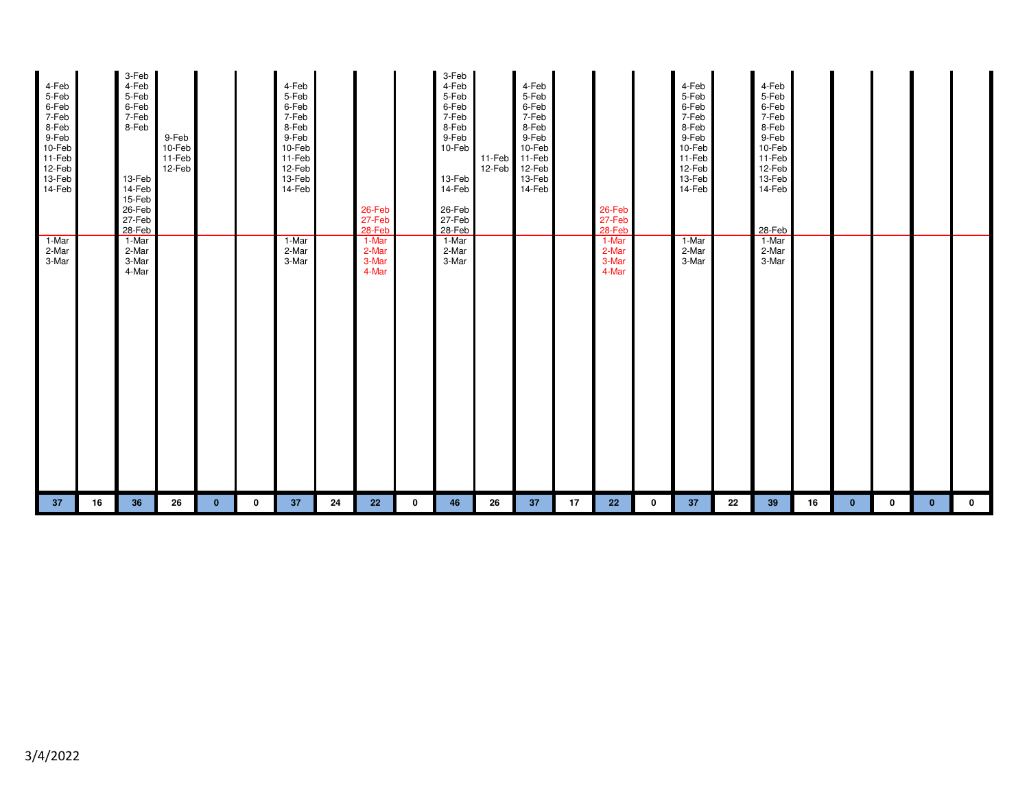| | | | | | | | | | | | | | | | | | | | | | | | |
|---|---|---|---|---|---|---|---|---|---|---|---|---|---|---|---|---|---|---|---|---|---|---|---|
| 4-Feb<br>5-Feb<br>6-Feb<br>7-Feb<br>8-Feb<br>9-Feb<br>10-Feb<br>11-Feb<br>12-Feb<br>13-Feb<br>14-Feb<br>1-Mar<br>2-Mar<br>3-Mar | | 3-Feb<br>4-Feb<br>5-Feb<br>6-Feb<br>7-Feb<br>8-Feb<br>13-Feb<br>14-Feb<br>15-Feb<br>26-Feb<br>27-Feb<br>28-Feb<br>1-Mar<br>2-Mar<br>3-Mar<br>4-Mar | 9-Feb<br>10-Feb<br>11-Feb<br>12-Feb | | | 4-Feb<br>5-Feb<br>6-Feb<br>7-Feb<br>8-Feb<br>9-Feb<br>10-Feb<br>11-Feb<br>12-Feb<br>13-Feb<br>14-Feb<br>1-Mar<br>2-Mar<br>3-Mar | | 26-Feb<br>27-Feb<br>28-Feb<br>1-Mar<br>2-Mar<br>3-Mar<br>4-Mar | | 3-Feb<br>4-Feb<br>5-Feb<br>6-Feb<br>7-Feb<br>8-Feb<br>9-Feb<br>10-Feb<br>13-Feb<br>14-Feb<br>26-Feb<br>27-Feb<br>28-Feb<br>1-Mar<br>2-Mar<br>3-Mar | 11-Feb<br>12-Feb | 4-Feb<br>5-Feb<br>6-Feb<br>7-Feb<br>8-Feb<br>9-Feb<br>10-Feb<br>11-Feb<br>12-Feb<br>13-Feb<br>14-Feb | | 26-Feb<br>27-Feb<br>28-Feb<br>1-Mar<br>2-Mar<br>3-Mar<br>4-Mar | | 4-Feb<br>5-Feb<br>6-Feb<br>7-Feb<br>8-Feb<br>9-Feb<br>10-Feb<br>11-Feb<br>12-Feb<br>13-Feb<br>14-Feb<br>1-Mar<br>2-Mar<br>3-Mar | | 4-Feb<br>5-Feb<br>6-Feb<br>7-Feb<br>8-Feb<br>9-Feb<br>10-Feb<br>11-Feb<br>12-Feb<br>13-Feb<br>14-Feb<br>28-Feb<br>1-Mar<br>2-Mar<br>3-Mar | | | | | |
| **37** | **16** | **36** | **26** | **0** | **0** | **37** | **24** | **22** | **0** | **46** | **26** | **37** | **17** | **22** | **0** | **37** | **22** | **39** | **16** | **0** | **0** | **0** | **0** |